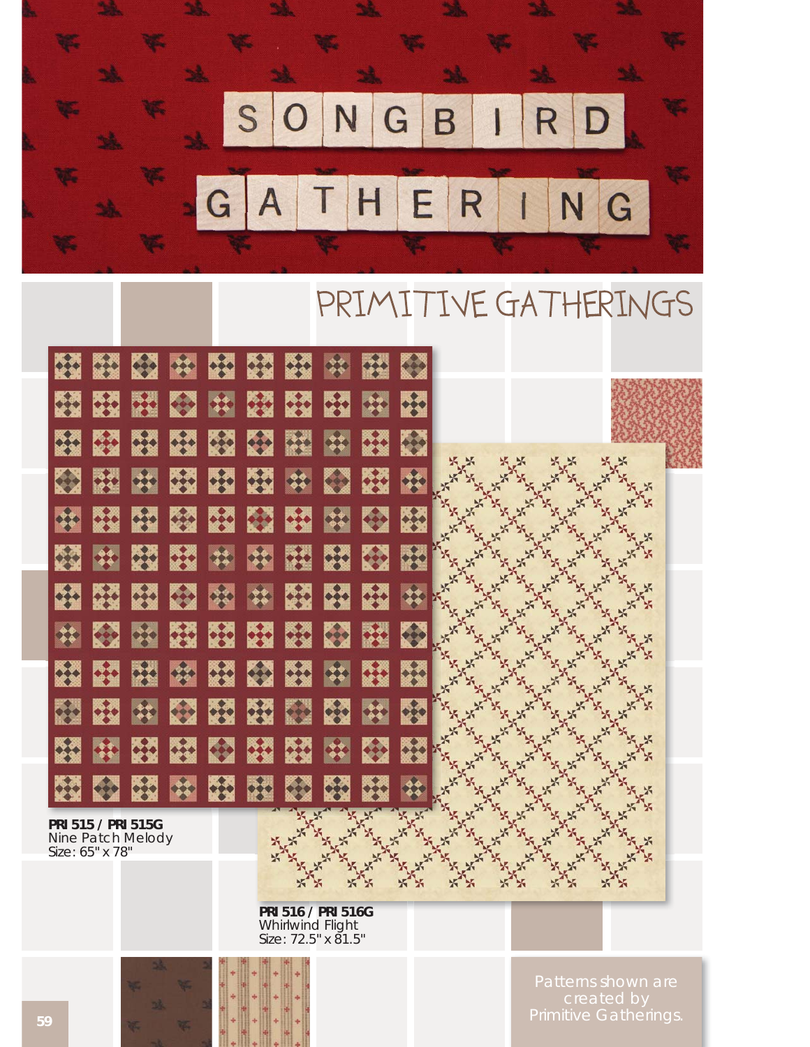# SONGBIRD GATHERING

## PRIMITIVE GATHERINGS

**PRI 515 / PRI 515G**
Nine Patch Melody
Size: 65" x 78"

**PRI 516 / PRI 516G**
Whirlwind Flight
Size: 72.5" x 81.5"

Patterns shown are created by Primitive Gatherings.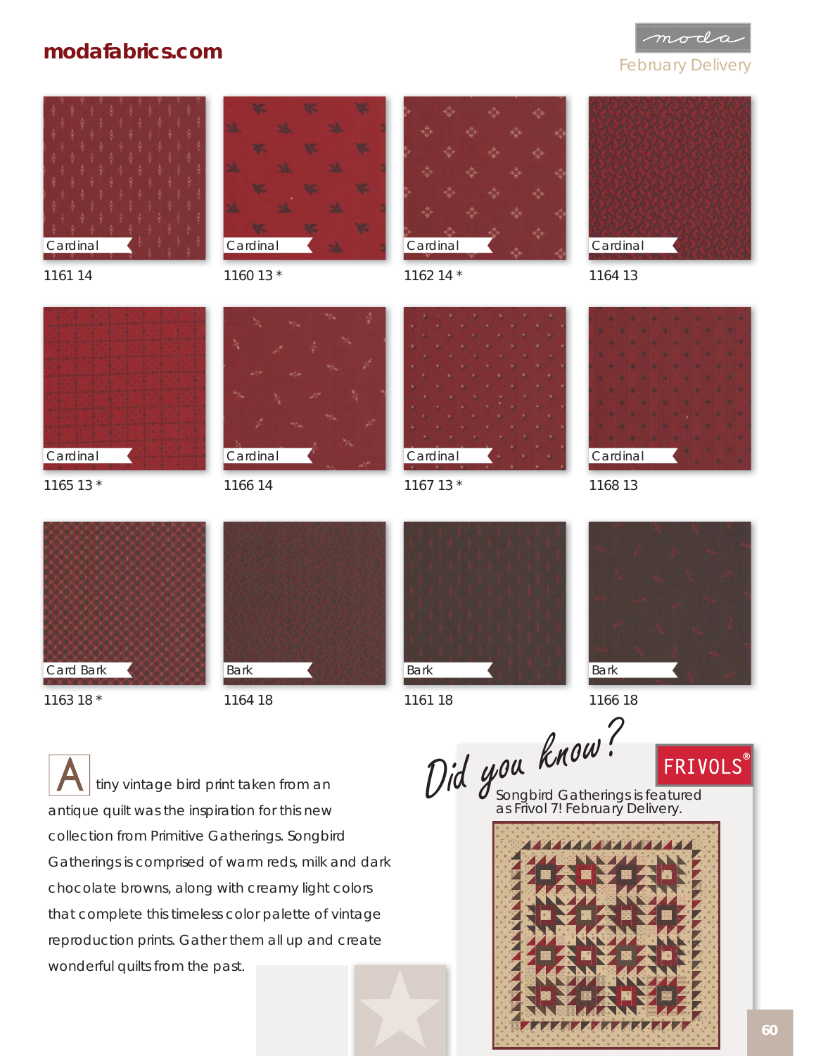modafabrics.com

February Delivery

| | | | |
|---|---|---|---|
| Cardinal 1161 14 | Cardinal 1160 13 * | Cardinal 1162 14 * | Cardinal 1164 13 |
| Cardinal 1165 13 * | Cardinal 1166 14 | Cardinal 1167 13 * | Cardinal 1168 13 |
| Card Bark 1163 18 * | Bark 1164 18 | Bark 1161 18 | Bark 1166 18 |

A tiny vintage bird print taken from an antique quilt was the inspiration for this new collection from Primitive Gatherings. Songbird Gatherings is comprised of warm reds, milk and dark chocolate browns, along with creamy light colors that complete this timeless color palette of vintage reproduction prints. Gather them all up and create wonderful quilts from the past.

*Did you know?*

FRIVOLS®

Songbird Gatherings is featured as Frivol 7! February Delivery.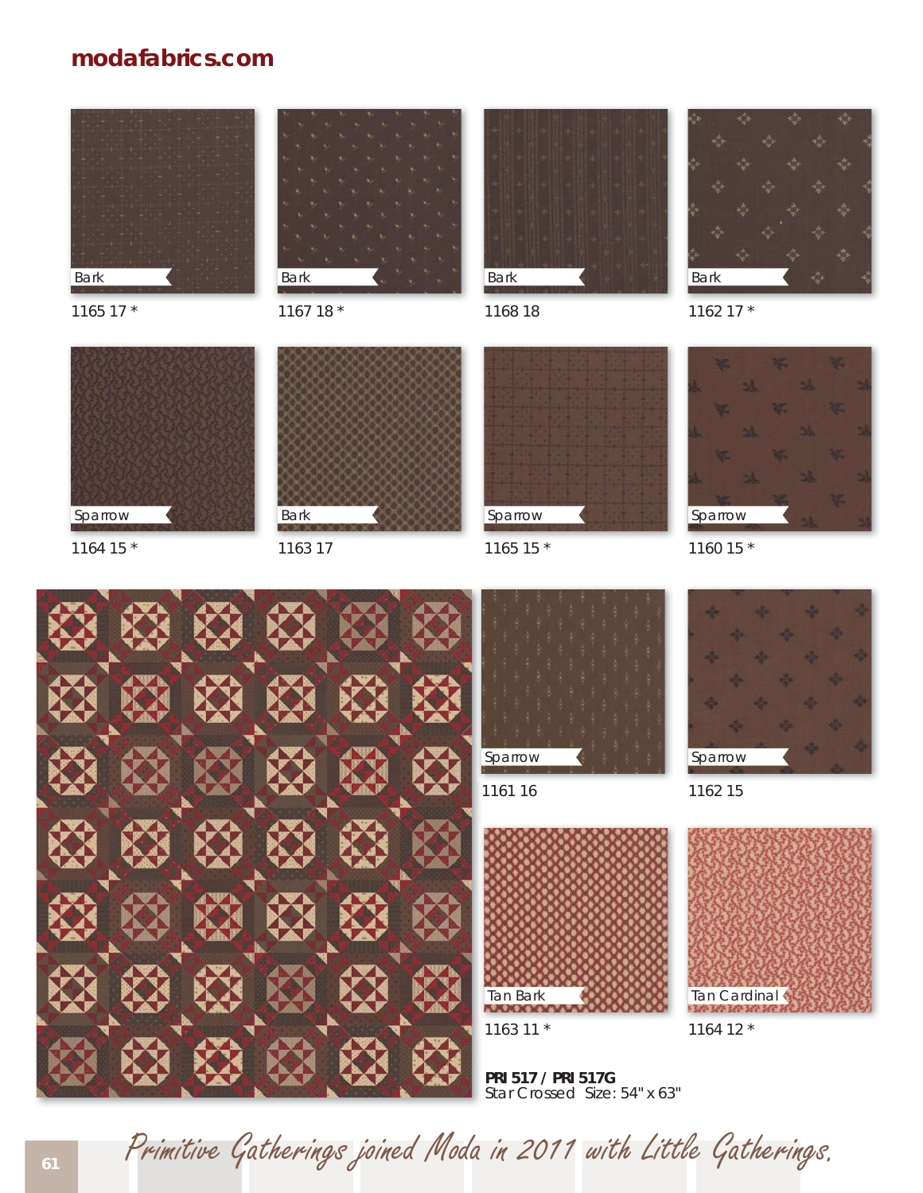**modafabrics.com**

Bark
1165 17 *

Bark
1167 18 *

Bark
1168 18

Bark
1162 17 *

Sparrow
1164 15 *

Bark
1163 17

Sparrow
1165 15 *

Sparrow
1160 15 *

Sparrow
1161 16

Sparrow
1162 15

Tan Bark
1163 11 *

Tan Cardinal
1164 12 *

**PRI 517 / PRI 517G**
Star Crossed Size: 54" x 63"

*Primitive Gatherings joined Moda in 2011 with Little Gatherings.*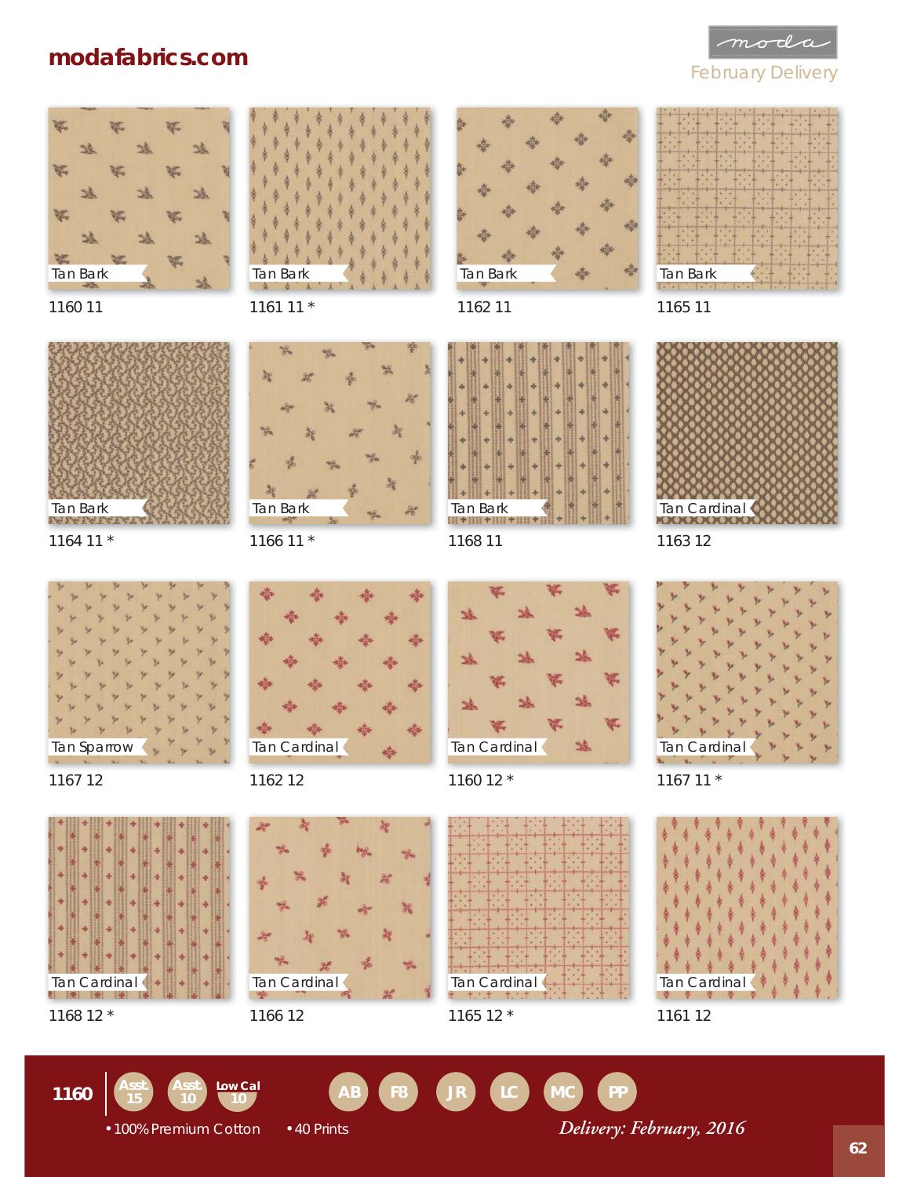modafabrics.com

moda

February Delivery

Tan Bark
1160 11

Tan Bark
1161 11 *

Tan Bark
1162 11

Tan Bark
1165 11

Tan Bark
1164 11 *

Tan Bark
1166 11 *

Tan Bark
1168 11

Tan Cardinal
1163 12

Tan Sparrow
1167 12

Tan Cardinal
1162 12

Tan Cardinal
1160 12 *

Tan Cardinal
1167 11 *

Tan Cardinal
1168 12 *

Tan Cardinal
1166 12

Tan Cardinal
1165 12 *

Tan Cardinal
1161 12

1160 Asst. 15 Asst. 10 Low Cal 10 AB F8 JR LC MC PP

• 100% Premium Cotton • 40 Prints

*Delivery: February, 2016*